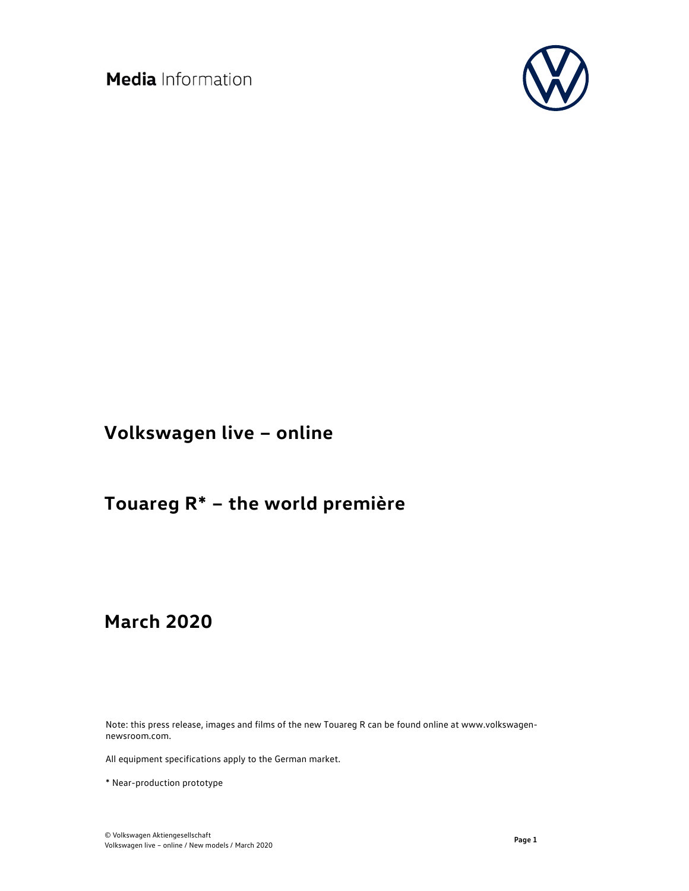Media Information

# Volkswagen live – online

# Touareg R* – the world première

# March 2020

Note: this press release, images and films of the new Touareg R can be found online at www.volkswagen-newsroom.com.

All equipment specifications apply to the German market.

* Near-production prototype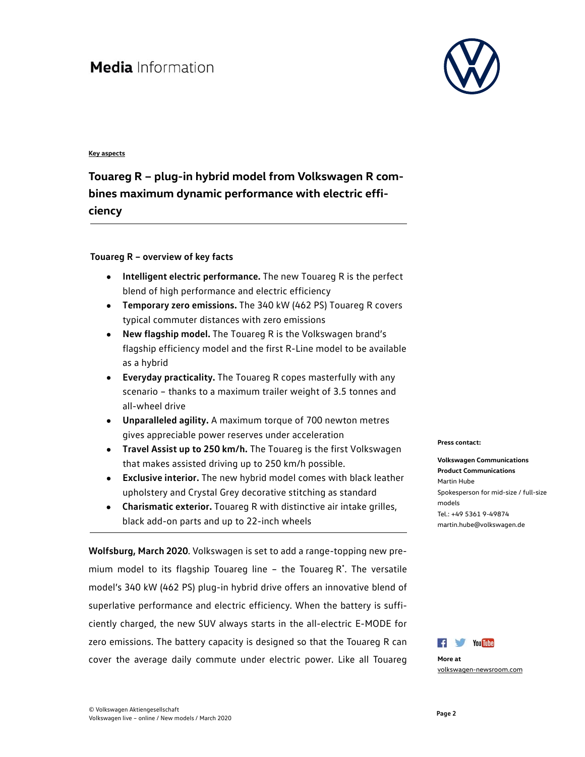**Key aspects**

## Touareg R – plug-in hybrid model from Volkswagen R combines maximum dynamic performance with electric efficiency

**Touareg R – overview of key facts**

- **Intelligent electric performance.** The new Touareg R is the perfect blend of high performance and electric efficiency
- **Temporary zero emissions.** The 340 kW (462 PS) Touareg R covers typical commuter distances with zero emissions
- **New flagship model.** The Touareg R is the Volkswagen brand's flagship efficiency model and the first R-Line model to be available as a hybrid
- **Everyday practicality.** The Touareg R copes masterfully with any scenario – thanks to a maximum trailer weight of 3.5 tonnes and all-wheel drive
- **Unparalleled agility.** A maximum torque of 700 newton metres gives appreciable power reserves under acceleration
- **Travel Assist up to 250 km/h.** The Touareg is the first Volkswagen that makes assisted driving up to 250 km/h possible.
- **Exclusive interior.** The new hybrid model comes with black leather upholstery and Crystal Grey decorative stitching as standard
- **Charismatic exterior.** Touareg R with distinctive air intake grilles, black add-on parts and up to 22-inch wheels

**Wolfsburg, March 2020**. Volkswagen is set to add a range-topping new premium model to its flagship Touareg line – the Touareg R*. The versatile model's 340 kW (462 PS) plug-in hybrid drive offers an innovative blend of superlative performance and electric efficiency. When the battery is sufficiently charged, the new SUV always starts in the all-electric E-MODE for zero emissions. The battery capacity is designed so that the Touareg R can cover the average daily commute under electric power. Like all Touareg

**Press contact:**

**Volkswagen Communications**
**Product Communications**
Martin Hube
Spokesperson for mid-size / full-size models
Tel.: +49 5361 9-49874
martin.hube@volkswagen.de

**More at**
volkswagen-newsroom.com

© Volkswagen Aktiengesellschaft
Volkswagen live – online / New models / March 2020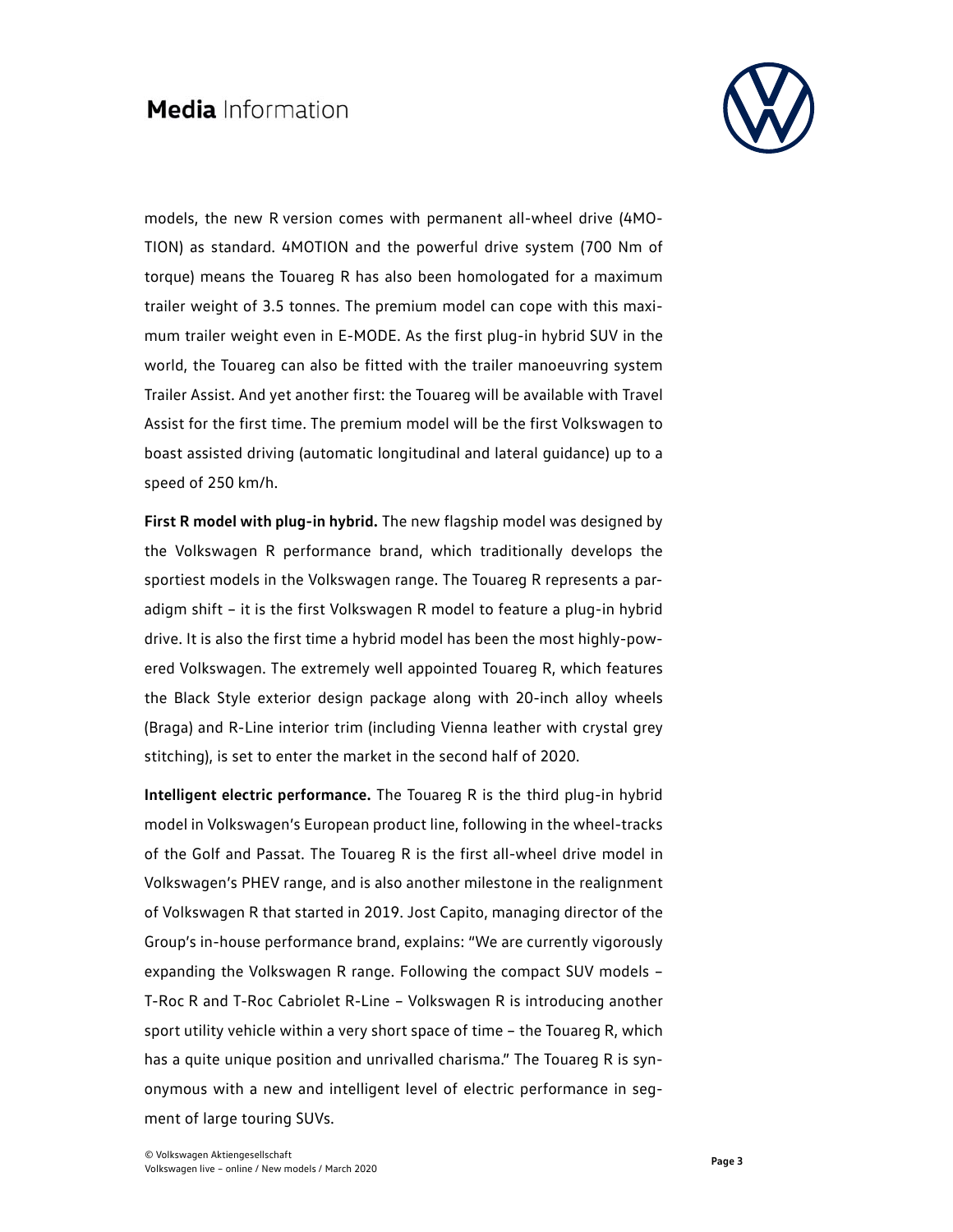models, the new R version comes with permanent all-wheel drive (4MOTION) as standard. 4MOTION and the powerful drive system (700 Nm of torque) means the Touareg R has also been homologated for a maximum trailer weight of 3.5 tonnes. The premium model can cope with this maximum trailer weight even in E-MODE. As the first plug-in hybrid SUV in the world, the Touareg can also be fitted with the trailer manoeuvring system Trailer Assist. And yet another first: the Touareg will be available with Travel Assist for the first time. The premium model will be the first Volkswagen to boast assisted driving (automatic longitudinal and lateral guidance) up to a speed of 250 km/h.

**First R model with plug-in hybrid.** The new flagship model was designed by the Volkswagen R performance brand, which traditionally develops the sportiest models in the Volkswagen range. The Touareg R represents a paradigm shift – it is the first Volkswagen R model to feature a plug-in hybrid drive. It is also the first time a hybrid model has been the most highly-powered Volkswagen. The extremely well appointed Touareg R, which features the Black Style exterior design package along with 20-inch alloy wheels (Braga) and R-Line interior trim (including Vienna leather with crystal grey stitching), is set to enter the market in the second half of 2020.

**Intelligent electric performance.** The Touareg R is the third plug-in hybrid model in Volkswagen's European product line, following in the wheel-tracks of the Golf and Passat. The Touareg R is the first all-wheel drive model in Volkswagen's PHEV range, and is also another milestone in the realignment of Volkswagen R that started in 2019. Jost Capito, managing director of the Group's in-house performance brand, explains: "We are currently vigorously expanding the Volkswagen R range. Following the compact SUV models – T-Roc R and T-Roc Cabriolet R-Line – Volkswagen R is introducing another sport utility vehicle within a very short space of time – the Touareg R, which has a quite unique position and unrivalled charisma." The Touareg R is synonymous with a new and intelligent level of electric performance in segment of large touring SUVs.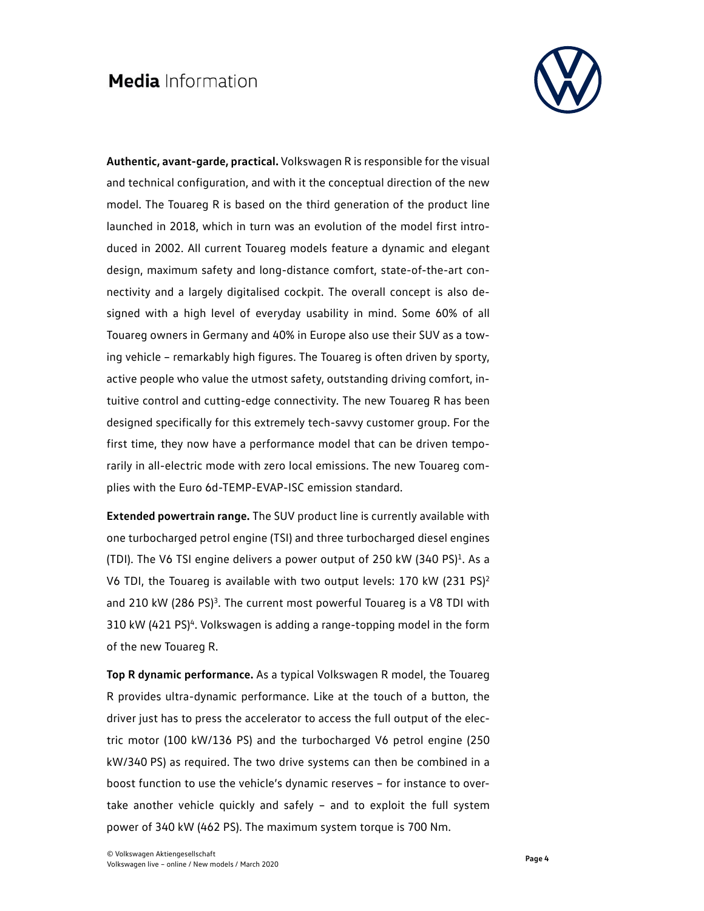**Authentic, avant-garde, practical.** Volkswagen R is responsible for the visual and technical configuration, and with it the conceptual direction of the new model. The Touareg R is based on the third generation of the product line launched in 2018, which in turn was an evolution of the model first introduced in 2002. All current Touareg models feature a dynamic and elegant design, maximum safety and long-distance comfort, state-of-the-art connectivity and a largely digitalised cockpit. The overall concept is also designed with a high level of everyday usability in mind. Some 60% of all Touareg owners in Germany and 40% in Europe also use their SUV as a towing vehicle – remarkably high figures. The Touareg is often driven by sporty, active people who value the utmost safety, outstanding driving comfort, intuitive control and cutting-edge connectivity. The new Touareg R has been designed specifically for this extremely tech-savvy customer group. For the first time, they now have a performance model that can be driven temporarily in all-electric mode with zero local emissions. The new Touareg complies with the Euro 6d-TEMP-EVAP-ISC emission standard.

**Extended powertrain range.** The SUV product line is currently available with one turbocharged petrol engine (TSI) and three turbocharged diesel engines (TDI). The V6 TSI engine delivers a power output of 250 kW (340 PS)[1]. As a V6 TDI, the Touareg is available with two output levels: 170 kW (231 PS)[2] and 210 kW (286 PS)[3]. The current most powerful Touareg is a V8 TDI with 310 kW (421 PS)[4]. Volkswagen is adding a range-topping model in the form of the new Touareg R.

**Top R dynamic performance.** As a typical Volkswagen R model, the Touareg R provides ultra-dynamic performance. Like at the touch of a button, the driver just has to press the accelerator to access the full output of the electric motor (100 kW/136 PS) and the turbocharged V6 petrol engine (250 kW/340 PS) as required. The two drive systems can then be combined in a boost function to use the vehicle's dynamic reserves – for instance to overtake another vehicle quickly and safely – and to exploit the full system power of 340 kW (462 PS). The maximum system torque is 700 Nm.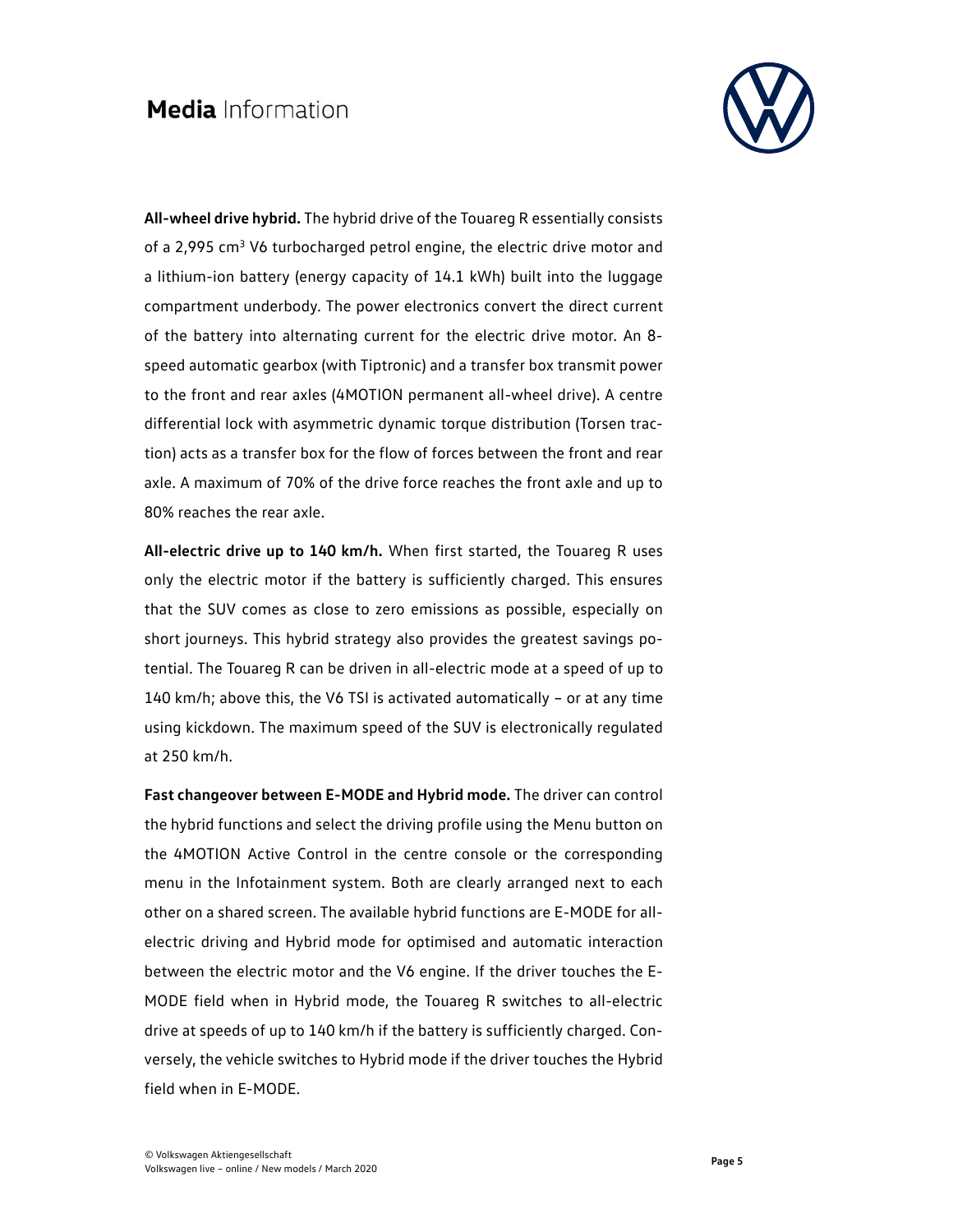**All-wheel drive hybrid.** The hybrid drive of the Touareg R essentially consists of a 2,995 $cm^3$ V6 turbocharged petrol engine, the electric drive motor and a lithium-ion battery (energy capacity of 14.1 kWh) built into the luggage compartment underbody. The power electronics convert the direct current of the battery into alternating current for the electric drive motor. An 8-speed automatic gearbox (with Tiptronic) and a transfer box transmit power to the front and rear axles (4MOTION permanent all-wheel drive). A centre differential lock with asymmetric dynamic torque distribution (Torsen traction) acts as a transfer box for the flow of forces between the front and rear axle. A maximum of 70% of the drive force reaches the front axle and up to 80% reaches the rear axle.

**All-electric drive up to 140 km/h.** When first started, the Touareg R uses only the electric motor if the battery is sufficiently charged. This ensures that the SUV comes as close to zero emissions as possible, especially on short journeys. This hybrid strategy also provides the greatest savings potential. The Touareg R can be driven in all-electric mode at a speed of up to 140 km/h; above this, the V6 TSI is activated automatically – or at any time using kickdown. The maximum speed of the SUV is electronically regulated at 250 km/h.

**Fast changeover between E-MODE and Hybrid mode.** The driver can control the hybrid functions and select the driving profile using the Menu button on the 4MOTION Active Control in the centre console or the corresponding menu in the Infotainment system. Both are clearly arranged next to each other on a shared screen. The available hybrid functions are E-MODE for all-electric driving and Hybrid mode for optimised and automatic interaction between the electric motor and the V6 engine. If the driver touches the E-MODE field when in Hybrid mode, the Touareg R switches to all-electric drive at speeds of up to 140 km/h if the battery is sufficiently charged. Conversely, the vehicle switches to Hybrid mode if the driver touches the Hybrid field when in E-MODE.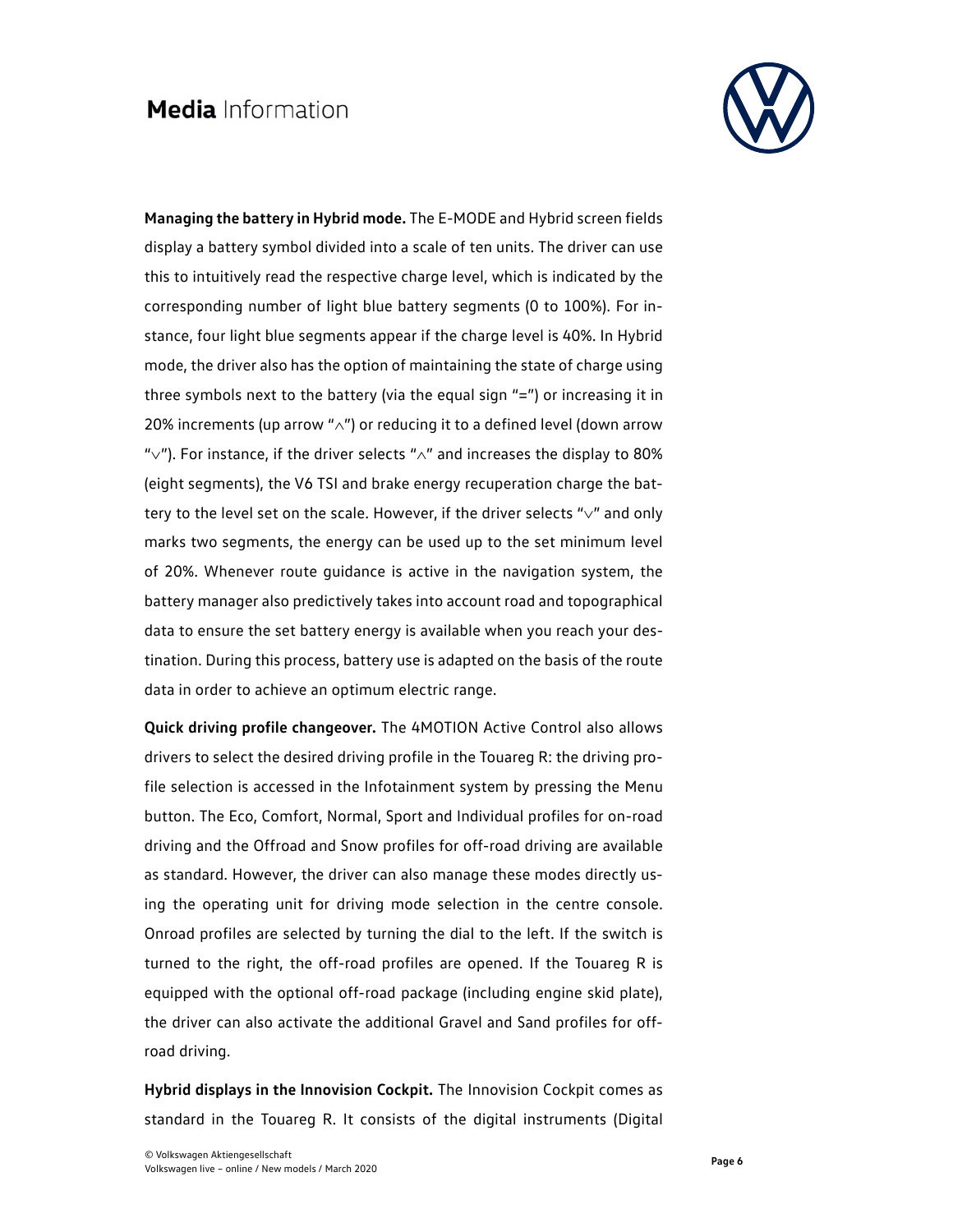**Managing the battery in Hybrid mode.** The E-MODE and Hybrid screen fields display a battery symbol divided into a scale of ten units. The driver can use this to intuitively read the respective charge level, which is indicated by the corresponding number of light blue battery segments (0 to 100%). For instance, four light blue segments appear if the charge level is 40%. In Hybrid mode, the driver also has the option of maintaining the state of charge using three symbols next to the battery (via the equal sign "=") or increasing it in 20% increments (up arrow "∧") or reducing it to a defined level (down arrow "∨"). For instance, if the driver selects "∧" and increases the display to 80% (eight segments), the V6 TSI and brake energy recuperation charge the battery to the level set on the scale. However, if the driver selects "∨" and only marks two segments, the energy can be used up to the set minimum level of 20%. Whenever route guidance is active in the navigation system, the battery manager also predictively takes into account road and topographical data to ensure the set battery energy is available when you reach your destination. During this process, battery use is adapted on the basis of the route data in order to achieve an optimum electric range.

**Quick driving profile changeover.** The 4MOTION Active Control also allows drivers to select the desired driving profile in the Touareg R: the driving profile selection is accessed in the Infotainment system by pressing the Menu button. The Eco, Comfort, Normal, Sport and Individual profiles for on-road driving and the Offroad and Snow profiles for off-road driving are available as standard. However, the driver can also manage these modes directly using the operating unit for driving mode selection in the centre console. Onroad profiles are selected by turning the dial to the left. If the switch is turned to the right, the off-road profiles are opened. If the Touareg R is equipped with the optional off-road package (including engine skid plate), the driver can also activate the additional Gravel and Sand profiles for off-road driving.

**Hybrid displays in the Innovision Cockpit.** The Innovision Cockpit comes as standard in the Touareg R. It consists of the digital instruments (Digital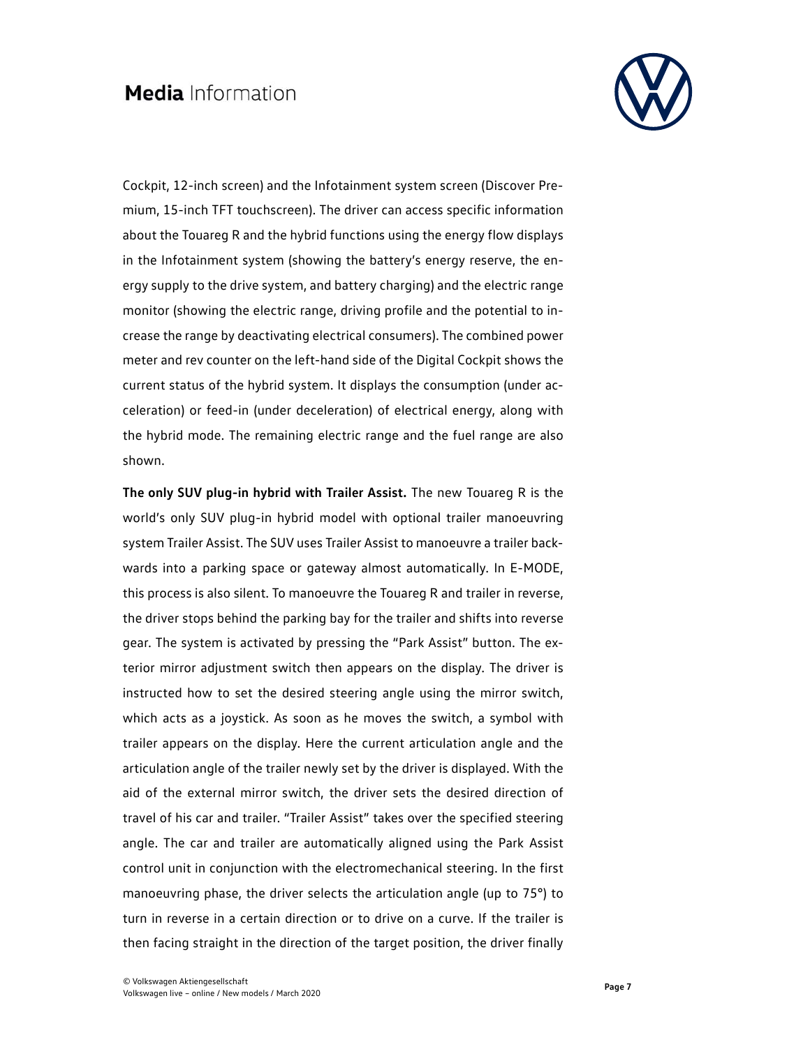Cockpit, 12-inch screen) and the Infotainment system screen (Discover Premium, 15-inch TFT touchscreen). The driver can access specific information about the Touareg R and the hybrid functions using the energy flow displays in the Infotainment system (showing the battery's energy reserve, the energy supply to the drive system, and battery charging) and the electric range monitor (showing the electric range, driving profile and the potential to increase the range by deactivating electrical consumers). The combined power meter and rev counter on the left-hand side of the Digital Cockpit shows the current status of the hybrid system. It displays the consumption (under acceleration) or feed-in (under deceleration) of electrical energy, along with the hybrid mode. The remaining electric range and the fuel range are also shown.

**The only SUV plug-in hybrid with Trailer Assist.** The new Touareg R is the world's only SUV plug-in hybrid model with optional trailer manoeuvring system Trailer Assist. The SUV uses Trailer Assist to manoeuvre a trailer backwards into a parking space or gateway almost automatically. In E-MODE, this process is also silent. To manoeuvre the Touareg R and trailer in reverse, the driver stops behind the parking bay for the trailer and shifts into reverse gear. The system is activated by pressing the "Park Assist" button. The exterior mirror adjustment switch then appears on the display. The driver is instructed how to set the desired steering angle using the mirror switch, which acts as a joystick. As soon as he moves the switch, a symbol with trailer appears on the display. Here the current articulation angle and the articulation angle of the trailer newly set by the driver is displayed. With the aid of the external mirror switch, the driver sets the desired direction of travel of his car and trailer. "Trailer Assist" takes over the specified steering angle. The car and trailer are automatically aligned using the Park Assist control unit in conjunction with the electromechanical steering. In the first manoeuvring phase, the driver selects the articulation angle (up to 75°) to turn in reverse in a certain direction or to drive on a curve. If the trailer is then facing straight in the direction of the target position, the driver finally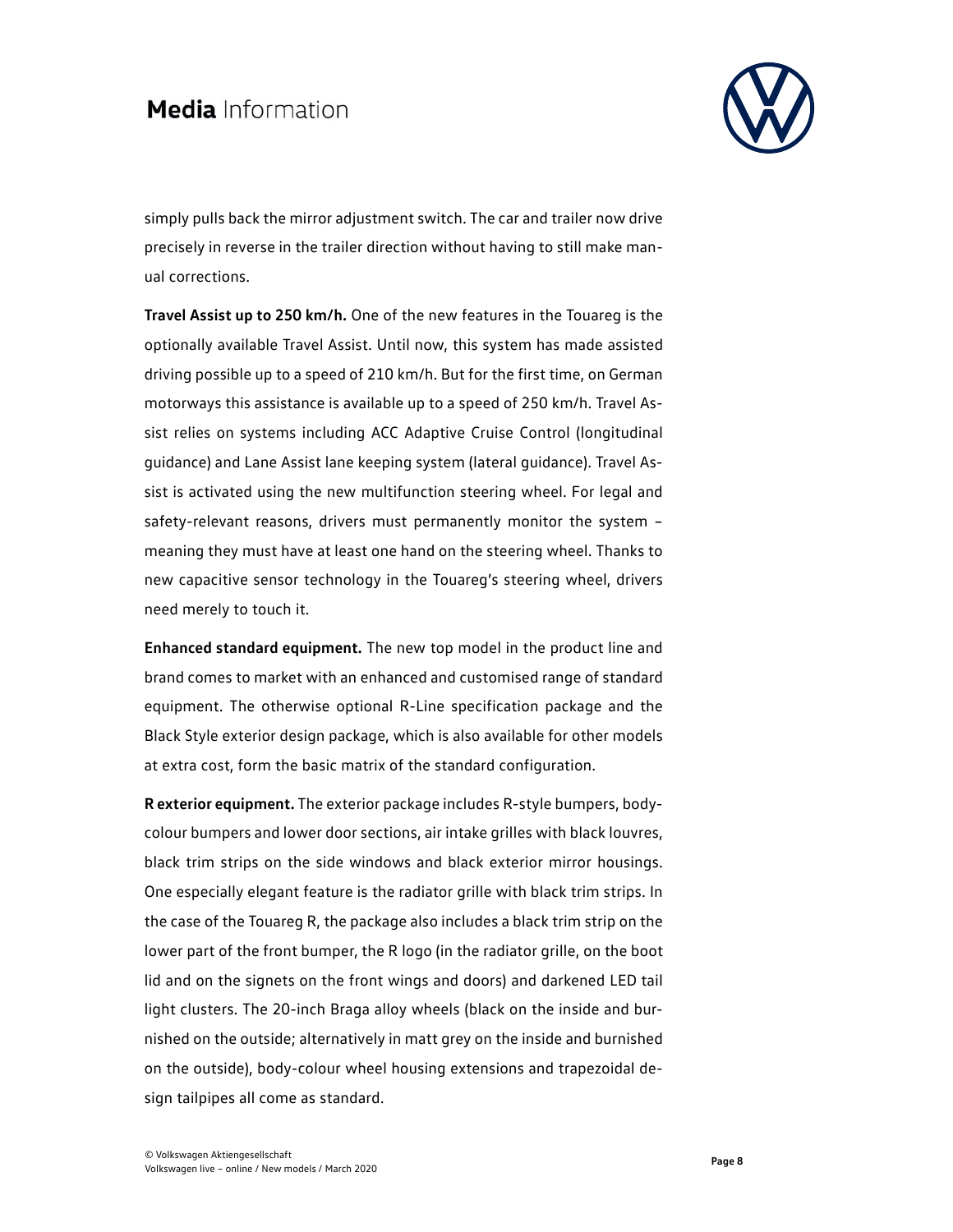simply pulls back the mirror adjustment switch. The car and trailer now drive precisely in reverse in the trailer direction without having to still make manual corrections.

**Travel Assist up to 250 km/h.** One of the new features in the Touareg is the optionally available Travel Assist. Until now, this system has made assisted driving possible up to a speed of 210 km/h. But for the first time, on German motorways this assistance is available up to a speed of 250 km/h. Travel Assist relies on systems including ACC Adaptive Cruise Control (longitudinal guidance) and Lane Assist lane keeping system (lateral guidance). Travel Assist is activated using the new multifunction steering wheel. For legal and safety-relevant reasons, drivers must permanently monitor the system – meaning they must have at least one hand on the steering wheel. Thanks to new capacitive sensor technology in the Touareg's steering wheel, drivers need merely to touch it.

**Enhanced standard equipment.** The new top model in the product line and brand comes to market with an enhanced and customised range of standard equipment. The otherwise optional R-Line specification package and the Black Style exterior design package, which is also available for other models at extra cost, form the basic matrix of the standard configuration.

**R exterior equipment.** The exterior package includes R-style bumpers, body-colour bumpers and lower door sections, air intake grilles with black louvres, black trim strips on the side windows and black exterior mirror housings. One especially elegant feature is the radiator grille with black trim strips. In the case of the Touareg R, the package also includes a black trim strip on the lower part of the front bumper, the R logo (in the radiator grille, on the boot lid and on the signets on the front wings and doors) and darkened LED tail light clusters. The 20-inch Braga alloy wheels (black on the inside and burnished on the outside; alternatively in matt grey on the inside and burnished on the outside), body-colour wheel housing extensions and trapezoidal design tailpipes all come as standard.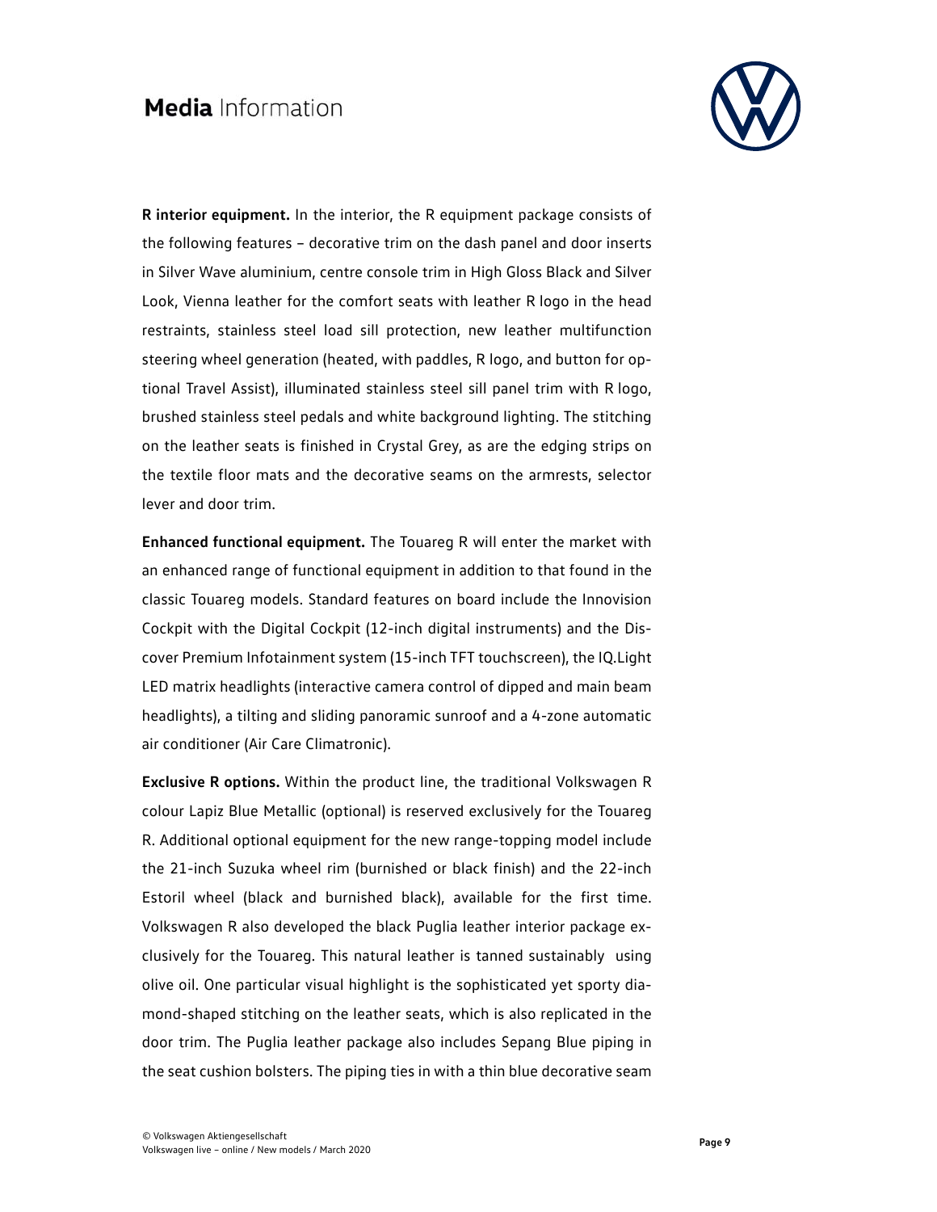**R interior equipment.** In the interior, the R equipment package consists of the following features – decorative trim on the dash panel and door inserts in Silver Wave aluminium, centre console trim in High Gloss Black and Silver Look, Vienna leather for the comfort seats with leather R logo in the head restraints, stainless steel load sill protection, new leather multifunction steering wheel generation (heated, with paddles, R logo, and button for optional Travel Assist), illuminated stainless steel sill panel trim with R logo, brushed stainless steel pedals and white background lighting. The stitching on the leather seats is finished in Crystal Grey, as are the edging strips on the textile floor mats and the decorative seams on the armrests, selector lever and door trim.

**Enhanced functional equipment.** The Touareg R will enter the market with an enhanced range of functional equipment in addition to that found in the classic Touareg models. Standard features on board include the Innovision Cockpit with the Digital Cockpit (12-inch digital instruments) and the Discover Premium Infotainment system (15-inch TFT touchscreen), the IQ.Light LED matrix headlights (interactive camera control of dipped and main beam headlights), a tilting and sliding panoramic sunroof and a 4-zone automatic air conditioner (Air Care Climatronic).

**Exclusive R options.** Within the product line, the traditional Volkswagen R colour Lapiz Blue Metallic (optional) is reserved exclusively for the Touareg R. Additional optional equipment for the new range-topping model include the 21-inch Suzuka wheel rim (burnished or black finish) and the 22-inch Estoril wheel (black and burnished black), available for the first time. Volkswagen R also developed the black Puglia leather interior package exclusively for the Touareg. This natural leather is tanned sustainably using olive oil. One particular visual highlight is the sophisticated yet sporty diamond-shaped stitching on the leather seats, which is also replicated in the door trim. The Puglia leather package also includes Sepang Blue piping in the seat cushion bolsters. The piping ties in with a thin blue decorative seam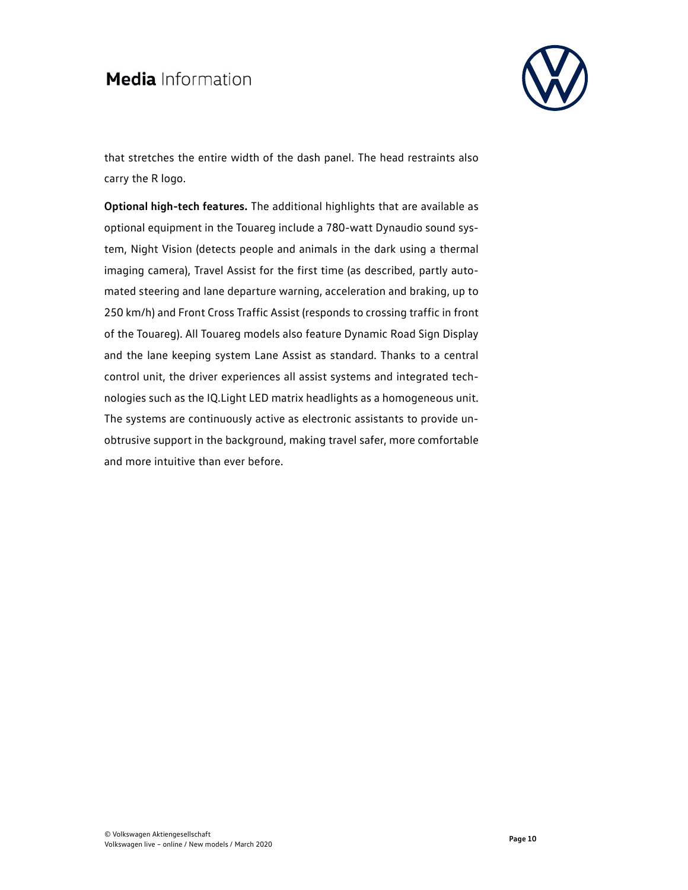that stretches the entire width of the dash panel. The head restraints also carry the R logo.

**Optional high-tech features.** The additional highlights that are available as optional equipment in the Touareg include a 780-watt Dynaudio sound system, Night Vision (detects people and animals in the dark using a thermal imaging camera), Travel Assist for the first time (as described, partly automated steering and lane departure warning, acceleration and braking, up to 250 km/h) and Front Cross Traffic Assist (responds to crossing traffic in front of the Touareg). All Touareg models also feature Dynamic Road Sign Display and the lane keeping system Lane Assist as standard. Thanks to a central control unit, the driver experiences all assist systems and integrated technologies such as the IQ.Light LED matrix headlights as a homogeneous unit. The systems are continuously active as electronic assistants to provide unobtrusive support in the background, making travel safer, more comfortable and more intuitive than ever before.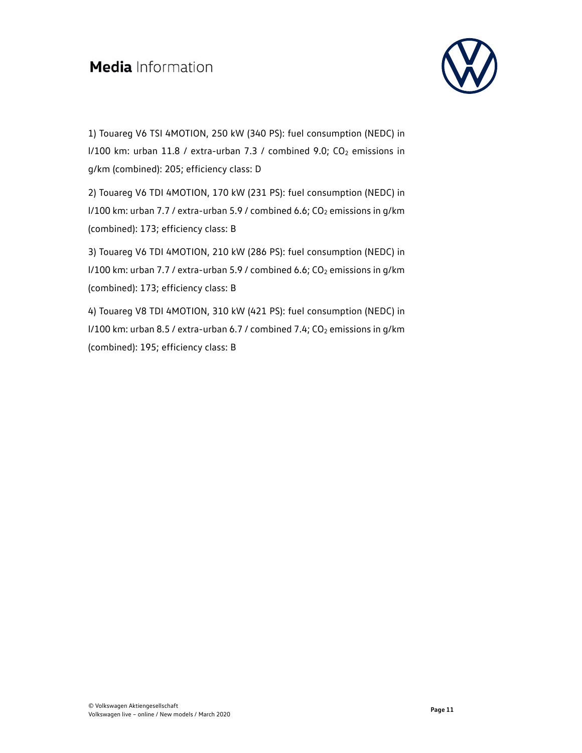1) Touareg V6 TSI 4MOTION, 250 kW (340 PS): fuel consumption (NEDC) in l/100 km: urban 11.8 / extra-urban 7.3 / combined 9.0; $CO_2$ emissions in g/km (combined): 205; efficiency class: D

2) Touareg V6 TDI 4MOTION, 170 kW (231 PS): fuel consumption (NEDC) in l/100 km: urban 7.7 / extra-urban 5.9 / combined 6.6; $CO_2$ emissions in g/km (combined): 173; efficiency class: B

3) Touareg V6 TDI 4MOTION, 210 kW (286 PS): fuel consumption (NEDC) in l/100 km: urban 7.7 / extra-urban 5.9 / combined 6.6; $CO_2$ emissions in g/km (combined): 173; efficiency class: B

4) Touareg V8 TDI 4MOTION, 310 kW (421 PS): fuel consumption (NEDC) in l/100 km: urban 8.5 / extra-urban 6.7 / combined 7.4; $CO_2$ emissions in g/km (combined): 195; efficiency class: B